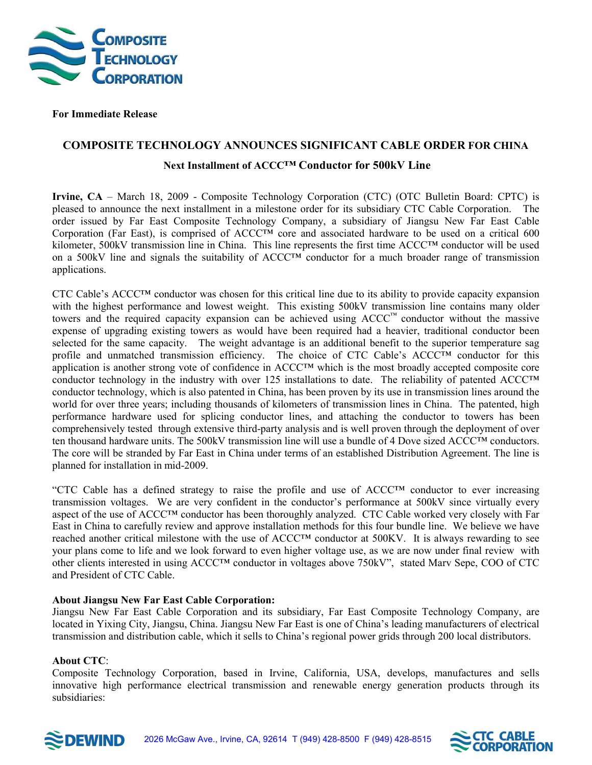**For Immediate Release**

## COMPOSITE TECHNOLOGY ANNOUNCES SIGNIFICANT CABLE ORDER FOR CHINA

### Next Installment of ACCC™ Conductor for 500kV Line

**Irvine, CA** – March 18, 2009 - Composite Technology Corporation (CTC) (OTC Bulletin Board: CPTC) is pleased to announce the next installment in a milestone order for its subsidiary CTC Cable Corporation. The order issued by Far East Composite Technology Company, a subsidiary of Jiangsu New Far East Cable Corporation (Far East), is comprised of ACCC™ core and associated hardware to be used on a critical 600 kilometer, 500kV transmission line in China. This line represents the first time ACCC™ conductor will be used on a 500kV line and signals the suitability of ACCC™ conductor for a much broader range of transmission applications.

CTC Cable's ACCC™ conductor was chosen for this critical line due to its ability to provide capacity expansion with the highest performance and lowest weight. This existing 500kV transmission line contains many older towers and the required capacity expansion can be achieved using ACCC™ conductor without the massive expense of upgrading existing towers as would have been required had a heavier, traditional conductor been selected for the same capacity. The weight advantage is an additional benefit to the superior temperature sag profile and unmatched transmission efficiency. The choice of CTC Cable's ACCC™ conductor for this application is another strong vote of confidence in ACCC™ which is the most broadly accepted composite core conductor technology in the industry with over 125 installations to date. The reliability of patented ACCC™ conductor technology, which is also patented in China, has been proven by its use in transmission lines around the world for over three years; including thousands of kilometers of transmission lines in China. The patented, high performance hardware used for splicing conductor lines, and attaching the conductor to towers has been comprehensively tested through extensive third-party analysis and is well proven through the deployment of over ten thousand hardware units. The 500kV transmission line will use a bundle of 4 Dove sized ACCC™ conductors. The core will be stranded by Far East in China under terms of an established Distribution Agreement. The line is planned for installation in mid-2009.

"CTC Cable has a defined strategy to raise the profile and use of ACCC™ conductor to ever increasing transmission voltages. We are very confident in the conductor's performance at 500kV since virtually every aspect of the use of ACCC™ conductor has been thoroughly analyzed. CTC Cable worked very closely with Far East in China to carefully review and approve installation methods for this four bundle line. We believe we have reached another critical milestone with the use of ACCC™ conductor at 500KV. It is always rewarding to see your plans come to life and we look forward to even higher voltage use, as we are now under final review with other clients interested in using ACCC™ conductor in voltages above 750kV", stated Marv Sepe, COO of CTC and President of CTC Cable.

**About Jiangsu New Far East Cable Corporation:**

Jiangsu New Far East Cable Corporation and its subsidiary, Far East Composite Technology Company, are located in Yixing City, Jiangsu, China. Jiangsu New Far East is one of China's leading manufacturers of electrical transmission and distribution cable, which it sells to China's regional power grids through 200 local distributors.

**About CTC**:

Composite Technology Corporation, based in Irvine, California, USA, develops, manufactures and sells innovative high performance electrical transmission and renewable energy generation products through its subsidiaries: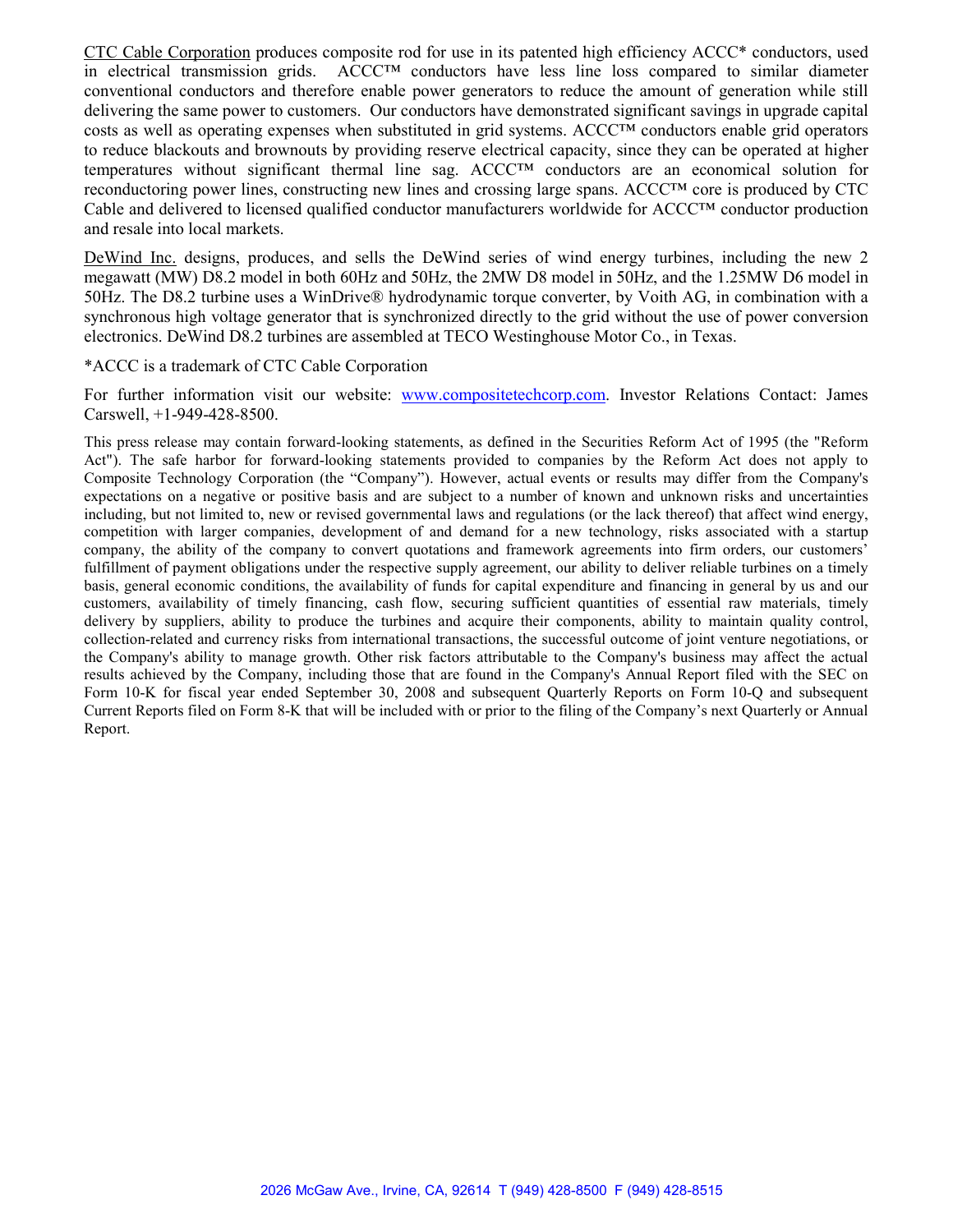CTC Cable Corporation produces composite rod for use in its patented high efficiency ACCC* conductors, used in electrical transmission grids. ACCC™ conductors have less line loss compared to similar diameter conventional conductors and therefore enable power generators to reduce the amount of generation while still delivering the same power to customers. Our conductors have demonstrated significant savings in upgrade capital costs as well as operating expenses when substituted in grid systems. ACCC™ conductors enable grid operators to reduce blackouts and brownouts by providing reserve electrical capacity, since they can be operated at higher temperatures without significant thermal line sag. ACCC™ conductors are an economical solution for reconductoring power lines, constructing new lines and crossing large spans. ACCC™ core is produced by CTC Cable and delivered to licensed qualified conductor manufacturers worldwide for ACCC™ conductor production and resale into local markets.

DeWind Inc. designs, produces, and sells the DeWind series of wind energy turbines, including the new 2 megawatt (MW) D8.2 model in both 60Hz and 50Hz, the 2MW D8 model in 50Hz, and the 1.25MW D6 model in 50Hz. The D8.2 turbine uses a WinDrive® hydrodynamic torque converter, by Voith AG, in combination with a synchronous high voltage generator that is synchronized directly to the grid without the use of power conversion electronics. DeWind D8.2 turbines are assembled at TECO Westinghouse Motor Co., in Texas.

*ACCC is a trademark of CTC Cable Corporation

For further information visit our website: www.compositetechcorp.com. Investor Relations Contact: James Carswell, +1-949-428-8500.

This press release may contain forward-looking statements, as defined in the Securities Reform Act of 1995 (the "Reform Act"). The safe harbor for forward-looking statements provided to companies by the Reform Act does not apply to Composite Technology Corporation (the "Company"). However, actual events or results may differ from the Company's expectations on a negative or positive basis and are subject to a number of known and unknown risks and uncertainties including, but not limited to, new or revised governmental laws and regulations (or the lack thereof) that affect wind energy, competition with larger companies, development of and demand for a new technology, risks associated with a startup company, the ability of the company to convert quotations and framework agreements into firm orders, our customers' fulfillment of payment obligations under the respective supply agreement, our ability to deliver reliable turbines on a timely basis, general economic conditions, the availability of funds for capital expenditure and financing in general by us and our customers, availability of timely financing, cash flow, securing sufficient quantities of essential raw materials, timely delivery by suppliers, ability to produce the turbines and acquire their components, ability to maintain quality control, collection-related and currency risks from international transactions, the successful outcome of joint venture negotiations, or the Company's ability to manage growth. Other risk factors attributable to the Company's business may affect the actual results achieved by the Company, including those that are found in the Company's Annual Report filed with the SEC on Form 10-K for fiscal year ended September 30, 2008 and subsequent Quarterly Reports on Form 10-Q and subsequent Current Reports filed on Form 8-K that will be included with or prior to the filing of the Company's next Quarterly or Annual Report.